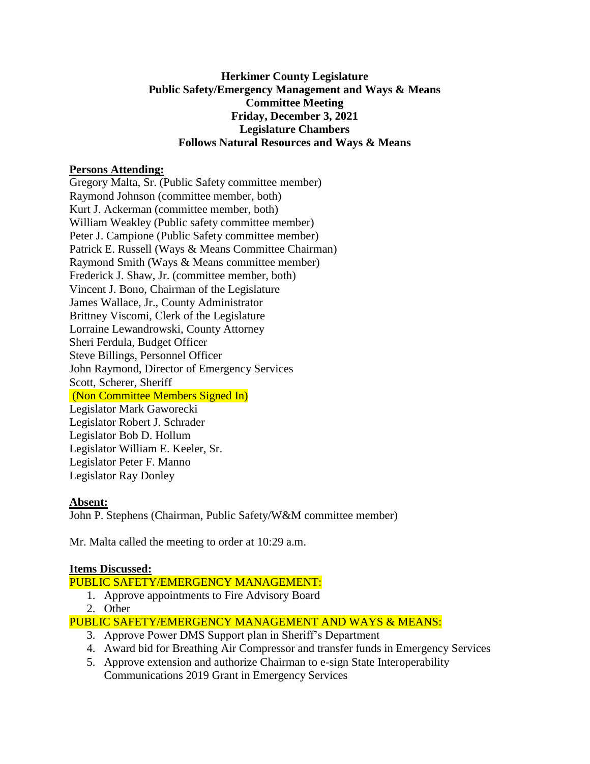**Herkimer County Legislature**
**Public Safety/Emergency Management and Ways & Means**
**Committee Meeting**
**Friday, December 3, 2021**
**Legislature Chambers**
**Follows Natural Resources and Ways & Means**

**Persons Attending:**

Gregory Malta, Sr. (Public Safety committee member)
Raymond Johnson (committee member, both)
Kurt J. Ackerman (committee member, both)
William Weakley (Public safety committee member)
Peter J. Campione (Public Safety committee member)
Patrick E. Russell (Ways & Means Committee Chairman)
Raymond Smith (Ways & Means committee member)
Frederick J. Shaw, Jr. (committee member, both)
Vincent J. Bono, Chairman of the Legislature
James Wallace, Jr., County Administrator
Brittney Viscomi, Clerk of the Legislature
Lorraine Lewandrowski, County Attorney
Sheri Ferdula, Budget Officer
Steve Billings, Personnel Officer
John Raymond, Director of Emergency Services
Scott, Scherer, Sheriff
(Non Committee Members Signed In)
Legislator Mark Gaworecki
Legislator Robert J. Schrader
Legislator Bob D. Hollum
Legislator William E. Keeler, Sr.
Legislator Peter F. Manno
Legislator Ray Donley

**Absent:**

John P. Stephens (Chairman, Public Safety/W&M committee member)

Mr. Malta called the meeting to order at 10:29 a.m.

**Items Discussed:**

PUBLIC SAFETY/EMERGENCY MANAGEMENT:

1. Approve appointments to Fire Advisory Board
2. Other

PUBLIC SAFETY/EMERGENCY MANAGEMENT AND WAYS & MEANS:

3. Approve Power DMS Support plan in Sheriff's Department
4. Award bid for Breathing Air Compressor and transfer funds in Emergency Services
5. Approve extension and authorize Chairman to e-sign State Interoperability Communications 2019 Grant in Emergency Services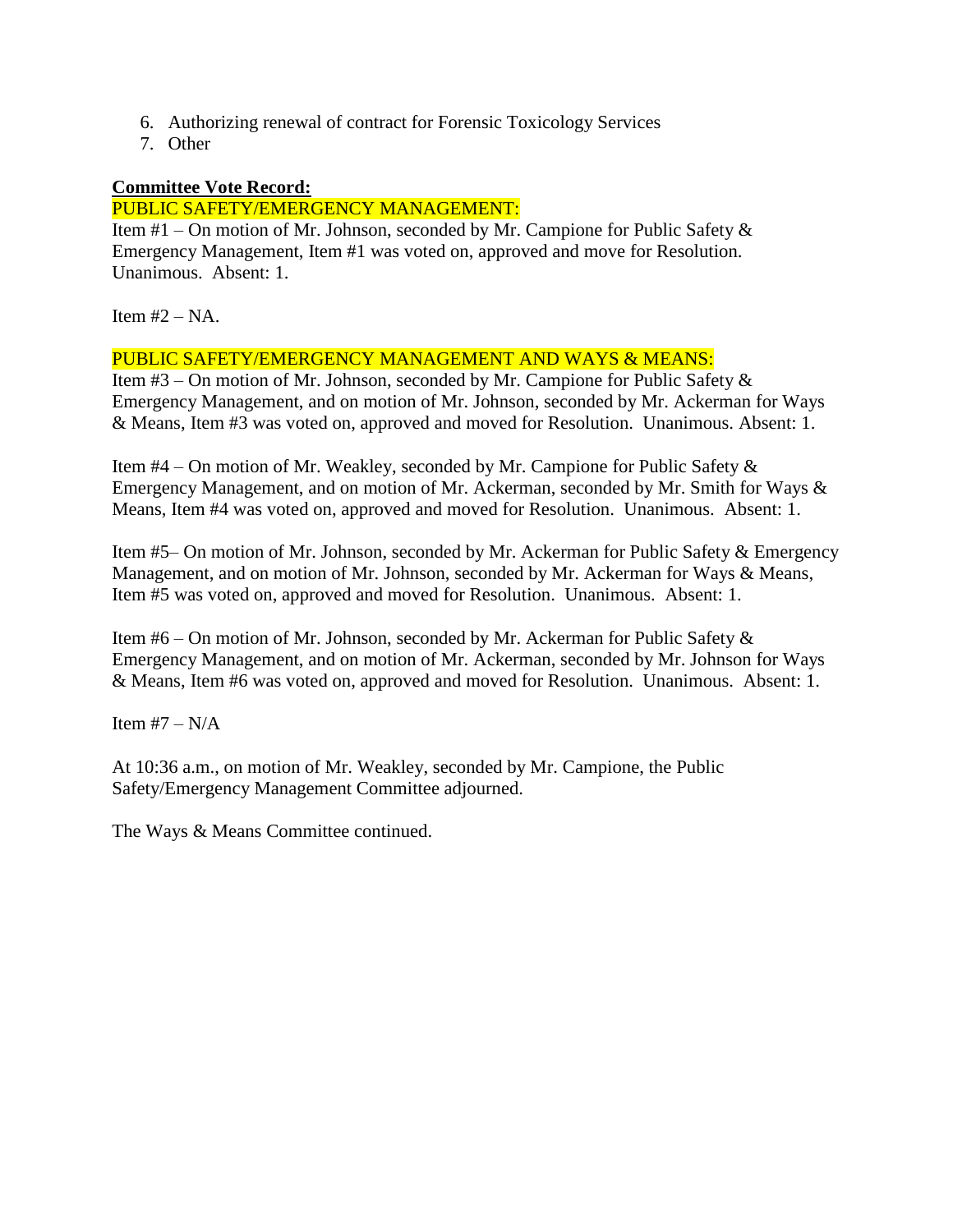6. Authorizing renewal of contract for Forensic Toxicology Services
7. Other

**Committee Vote Record:**

PUBLIC SAFETY/EMERGENCY MANAGEMENT:

Item #1 – On motion of Mr. Johnson, seconded by Mr. Campione for Public Safety & Emergency Management, Item #1 was voted on, approved and move for Resolution. Unanimous. Absent: 1.

Item #2 – NA.

PUBLIC SAFETY/EMERGENCY MANAGEMENT AND WAYS & MEANS:

Item #3 – On motion of Mr. Johnson, seconded by Mr. Campione for Public Safety & Emergency Management, and on motion of Mr. Johnson, seconded by Mr. Ackerman for Ways & Means, Item #3 was voted on, approved and moved for Resolution. Unanimous. Absent: 1.

Item #4 – On motion of Mr. Weakley, seconded by Mr. Campione for Public Safety & Emergency Management, and on motion of Mr. Ackerman, seconded by Mr. Smith for Ways & Means, Item #4 was voted on, approved and moved for Resolution. Unanimous. Absent: 1.

Item #5– On motion of Mr. Johnson, seconded by Mr. Ackerman for Public Safety & Emergency Management, and on motion of Mr. Johnson, seconded by Mr. Ackerman for Ways & Means, Item #5 was voted on, approved and moved for Resolution. Unanimous. Absent: 1.

Item #6 – On motion of Mr. Johnson, seconded by Mr. Ackerman for Public Safety & Emergency Management, and on motion of Mr. Ackerman, seconded by Mr. Johnson for Ways & Means, Item #6 was voted on, approved and moved for Resolution. Unanimous. Absent: 1.

Item #7 – N/A

At 10:36 a.m., on motion of Mr. Weakley, seconded by Mr. Campione, the Public Safety/Emergency Management Committee adjourned.

The Ways & Means Committee continued.